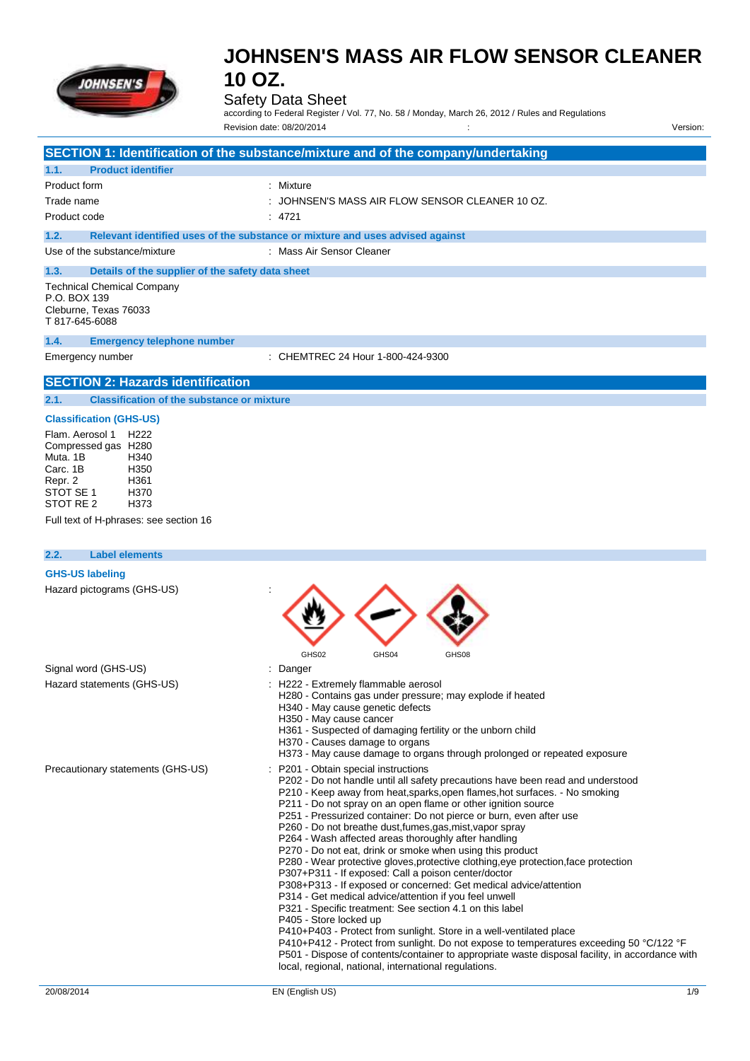# JOHNSEN'S MASS AIR FLOW SENSOR CLEANER 10 OZ.

Safety Data Sheet

according to Federal Register / Vol. 77, No. 58 / Monday, March 26, 2012 / Rules and Regulations

Revision date: 08/20/2014 : Version:

## SECTION 1: Identification of the substance/mixture and of the company/undertaking

### 1.1. Product identifier

| | |
|---|---|
| Product form | : Mixture |
| Trade name | : JOHNSEN'S MASS AIR FLOW SENSOR CLEANER 10 OZ. |
| Product code | : 4721 |

### 1.2. Relevant identified uses of the substance or mixture and uses advised against

| | |
|---|---|
| Use of the substance/mixture | : Mass Air Sensor Cleaner |

### 1.3. Details of the supplier of the safety data sheet

Technical Chemical Company
P.O. BOX 139
Cleburne, Texas 76033
T 817-645-6088

### 1.4. Emergency telephone number

| | |
|---|---|
| Emergency number | : CHEMTREC 24 Hour 1-800-424-9300 |

## SECTION 2: Hazards identification

### 2.1. Classification of the substance or mixture

**Classification (GHS-US)**

| | |
|---|---|
| Flam. Aerosol 1 | H222 |
| Compressed gas | H280 |
| Muta. 1B | H340 |
| Carc. 1B | H350 |
| Repr. 2 | H361 |
| STOT SE 1 | H370 |
| STOT RE 2 | H373 |

Full text of H-phrases: see section 16

### 2.2. Label elements

**GHS-US labeling**

Hazard pictograms (GHS-US) :

GHS02 GHS04 GHS08

Signal word (GHS-US) : Danger

Hazard statements (GHS-US) :
- H222 - Extremely flammable aerosol
- H280 - Contains gas under pressure; may explode if heated
- H340 - May cause genetic defects
- H350 - May cause cancer
- H361 - Suspected of damaging fertility or the unborn child
- H370 - Causes damage to organs
- H373 - May cause damage to organs through prolonged or repeated exposure

Precautionary statements (GHS-US) :
- P201 - Obtain special instructions
- P202 - Do not handle until all safety precautions have been read and understood
- P210 - Keep away from heat,sparks,open flames,hot surfaces. - No smoking
- P211 - Do not spray on an open flame or other ignition source
- P251 - Pressurized container: Do not pierce or burn, even after use
- P260 - Do not breathe dust,fumes,gas,mist,vapor spray
- P264 - Wash affected areas thoroughly after handling
- P270 - Do not eat, drink or smoke when using this product
- P280 - Wear protective gloves,protective clothing,eye protection,face protection
- P307+P311 - If exposed: Call a poison center/doctor
- P308+P313 - If exposed or concerned: Get medical advice/attention
- P314 - Get medical advice/attention if you feel unwell
- P321 - Specific treatment: See section 4.1 on this label
- P405 - Store locked up
- P410+P403 - Protect from sunlight. Store in a well-ventilated place
- P410+P412 - Protect from sunlight. Do not expose to temperatures exceeding 50 °C/122 °F
- P501 - Dispose of contents/container to appropriate waste disposal facility, in accordance with local, regional, national, international regulations.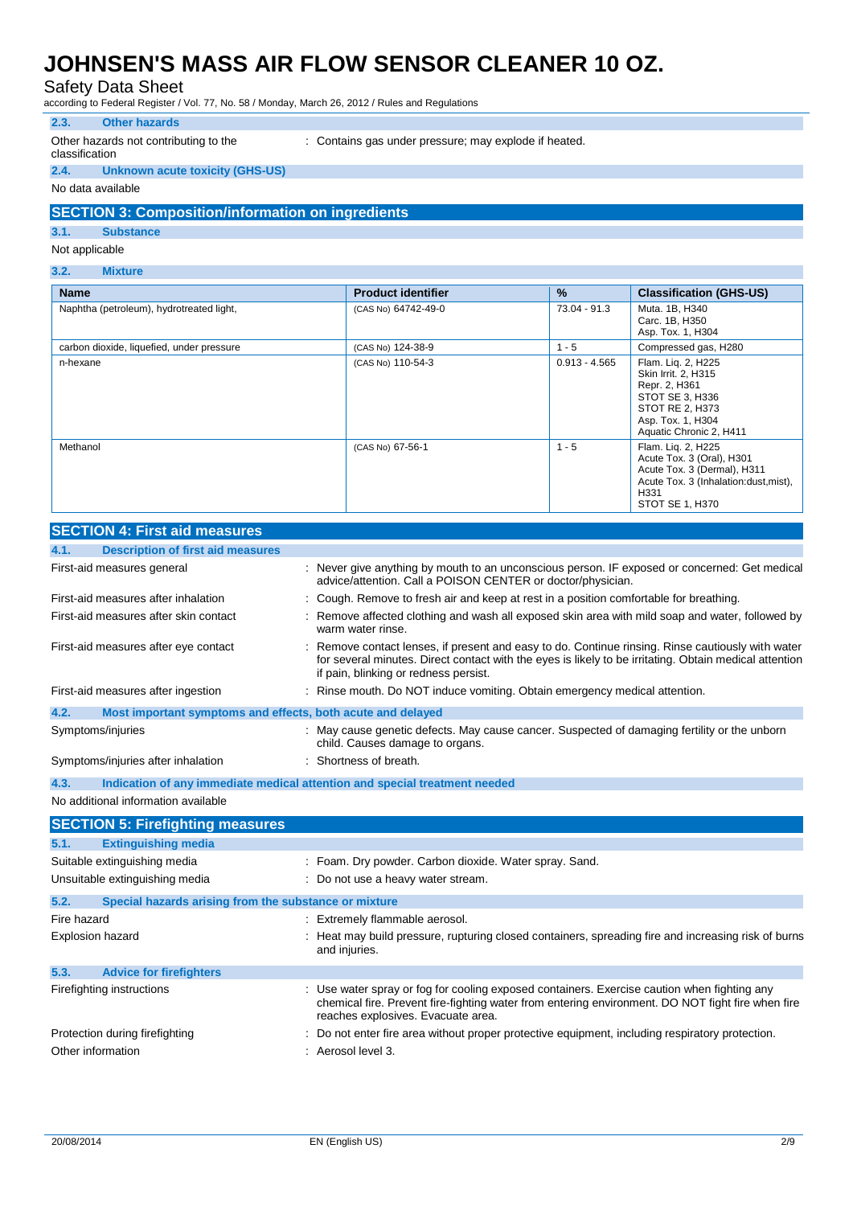### 2.3. Other hazards

Other hazards not contributing to the classification : Contains gas under pressure; may explode if heated.

### 2.4. Unknown acute toxicity (GHS-US)

No data available

## SECTION 3: Composition/information on ingredients

### 3.1. Substance

Not applicable

### 3.2. Mixture

| Name | Product identifier | % | Classification (GHS-US) |
|---|---|---|---|
| Naphtha (petroleum), hydrotreated light, | (CAS No) 64742-49-0 | 73.04 - 91.3 | Muta. 1B, H340<br>Carc. 1B, H350<br>Asp. Tox. 1, H304 |
| carbon dioxide, liquefied, under pressure | (CAS No) 124-38-9 | 1 - 5 | Compressed gas, H280 |
| n-hexane | (CAS No) 110-54-3 | 0.913 - 4.565 | Flam. Liq. 2, H225<br>Skin Irrit. 2, H315<br>Repr. 2, H361<br>STOT SE 3, H336<br>STOT RE 2, H373<br>Asp. Tox. 1, H304<br>Aquatic Chronic 2, H411 |
| Methanol | (CAS No) 67-56-1 | 1 - 5 | Flam. Liq. 2, H225<br>Acute Tox. 3 (Oral), H301<br>Acute Tox. 3 (Dermal), H311<br>Acute Tox. 3 (Inhalation:dust,mist), H331<br>STOT SE 1, H370 |

## SECTION 4: First aid measures

### 4.1. Description of first aid measures

First-aid measures general : Never give anything by mouth to an unconscious person. IF exposed or concerned: Get medical advice/attention. Call a POISON CENTER or doctor/physician.

First-aid measures after inhalation : Cough. Remove to fresh air and keep at rest in a position comfortable for breathing.

First-aid measures after skin contact : Remove affected clothing and wash all exposed skin area with mild soap and water, followed by warm water rinse.

First-aid measures after eye contact : Remove contact lenses, if present and easy to do. Continue rinsing. Rinse cautiously with water for several minutes. Direct contact with the eyes is likely to be irritating. Obtain medical attention if pain, blinking or redness persist.

First-aid measures after ingestion : Rinse mouth. Do NOT induce vomiting. Obtain emergency medical attention.

### 4.2. Most important symptoms and effects, both acute and delayed

Symptoms/injuries : May cause genetic defects. May cause cancer. Suspected of damaging fertility or the unborn child. Causes damage to organs.

Symptoms/injuries after inhalation : Shortness of breath.

### 4.3. Indication of any immediate medical attention and special treatment needed

No additional information available

## SECTION 5: Firefighting measures

### 5.1. Extinguishing media

Suitable extinguishing media : Foam. Dry powder. Carbon dioxide. Water spray. Sand.

Unsuitable extinguishing media : Do not use a heavy water stream.

### 5.2. Special hazards arising from the substance or mixture

Fire hazard : Extremely flammable aerosol.

Explosion hazard : Heat may build pressure, rupturing closed containers, spreading fire and increasing risk of burns and injuries.

### 5.3. Advice for firefighters

Firefighting instructions : Use water spray or fog for cooling exposed containers. Exercise caution when fighting any chemical fire. Prevent fire-fighting water from entering environment. DO NOT fight fire when fire reaches explosives. Evacuate area.

Protection during firefighting : Do not enter fire area without proper protective equipment, including respiratory protection.

Other information : Aerosol level 3.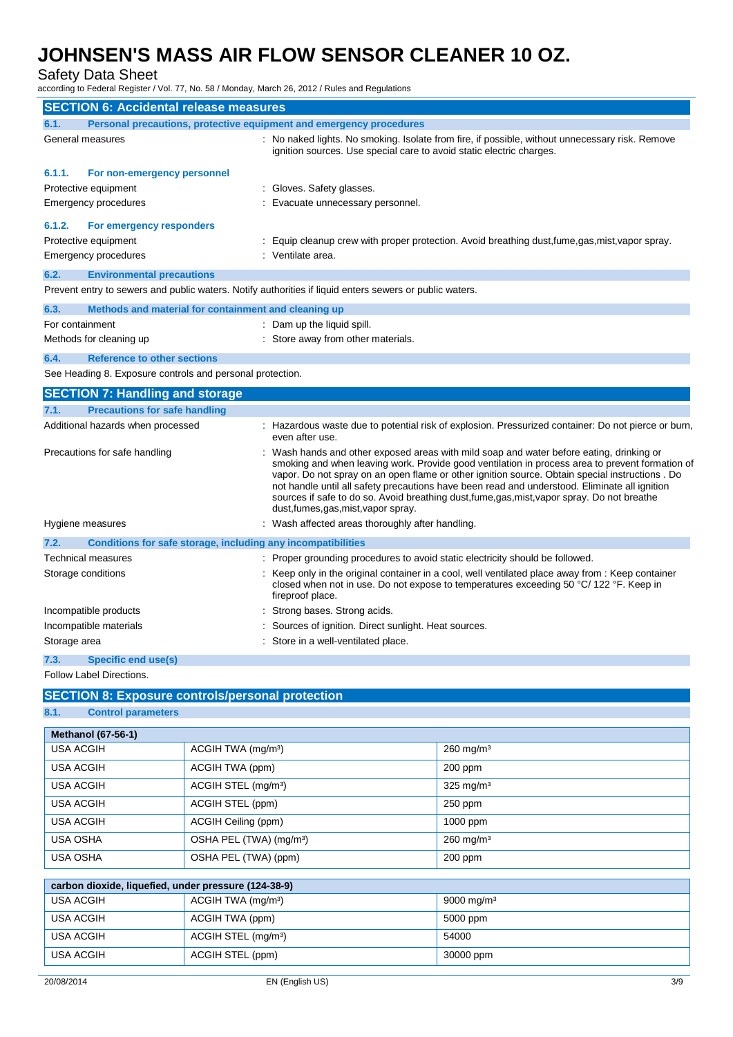## SECTION 6: Accidental release measures

### 6.1. Personal precautions, protective equipment and emergency procedures

General measures : No naked lights. No smoking. Isolate from fire, if possible, without unnecessary risk. Remove ignition sources. Use special care to avoid static electric charges.

#### 6.1.1. For non-emergency personnel

Protective equipment : Gloves. Safety glasses.

Emergency procedures : Evacuate unnecessary personnel.

#### 6.1.2. For emergency responders

Protective equipment : Equip cleanup crew with proper protection. Avoid breathing dust,fume,gas,mist,vapor spray.

Emergency procedures : Ventilate area.

### 6.2. Environmental precautions

Prevent entry to sewers and public waters. Notify authorities if liquid enters sewers or public waters.

### 6.3. Methods and material for containment and cleaning up

For containment : Dam up the liquid spill.

Methods for cleaning up : Store away from other materials.

### 6.4. Reference to other sections

See Heading 8. Exposure controls and personal protection.

## SECTION 7: Handling and storage

### 7.1. Precautions for safe handling

Additional hazards when processed : Hazardous waste due to potential risk of explosion. Pressurized container: Do not pierce or burn, even after use.

Precautions for safe handling : Wash hands and other exposed areas with mild soap and water before eating, drinking or smoking and when leaving work. Provide good ventilation in process area to prevent formation of vapor. Do not spray on an open flame or other ignition source. Obtain special instructions . Do not handle until all safety precautions have been read and understood. Eliminate all ignition sources if safe to do so. Avoid breathing dust,fume,gas,mist,vapor spray. Do not breathe dust,fumes,gas,mist,vapor spray.

Hygiene measures : Wash affected areas thoroughly after handling.

### 7.2. Conditions for safe storage, including any incompatibilities

Technical measures : Proper grounding procedures to avoid static electricity should be followed.

Storage conditions : Keep only in the original container in a cool, well ventilated place away from : Keep container closed when not in use. Do not expose to temperatures exceeding 50 °C/ 122 °F. Keep in fireproof place.

Incompatible products : Strong bases. Strong acids.

Incompatible materials : Sources of ignition. Direct sunlight. Heat sources.

Storage area : Store in a well-ventilated place.

### 7.3. Specific end use(s)

Follow Label Directions.

## SECTION 8: Exposure controls/personal protection

### 8.1. Control parameters

| Methanol (67-56-1) | | |
|---|---|---|
| USA ACGIH | ACGIH TWA (mg/m³) | 260 mg/m³ |
| USA ACGIH | ACGIH TWA (ppm) | 200 ppm |
| USA ACGIH | ACGIH STEL (mg/m³) | 325 mg/m³ |
| USA ACGIH | ACGIH STEL (ppm) | 250 ppm |
| USA ACGIH | ACGIH Ceiling (ppm) | 1000 ppm |
| USA OSHA | OSHA PEL (TWA) (mg/m³) | 260 mg/m³ |
| USA OSHA | OSHA PEL (TWA) (ppm) | 200 ppm |

| carbon dioxide, liquefied, under pressure (124-38-9) | | |
|---|---|---|
| USA ACGIH | ACGIH TWA (mg/m³) | 9000 mg/m³ |
| USA ACGIH | ACGIH TWA (ppm) | 5000 ppm |
| USA ACGIH | ACGIH STEL (mg/m³) | 54000 |
| USA ACGIH | ACGIH STEL (ppm) | 30000 ppm |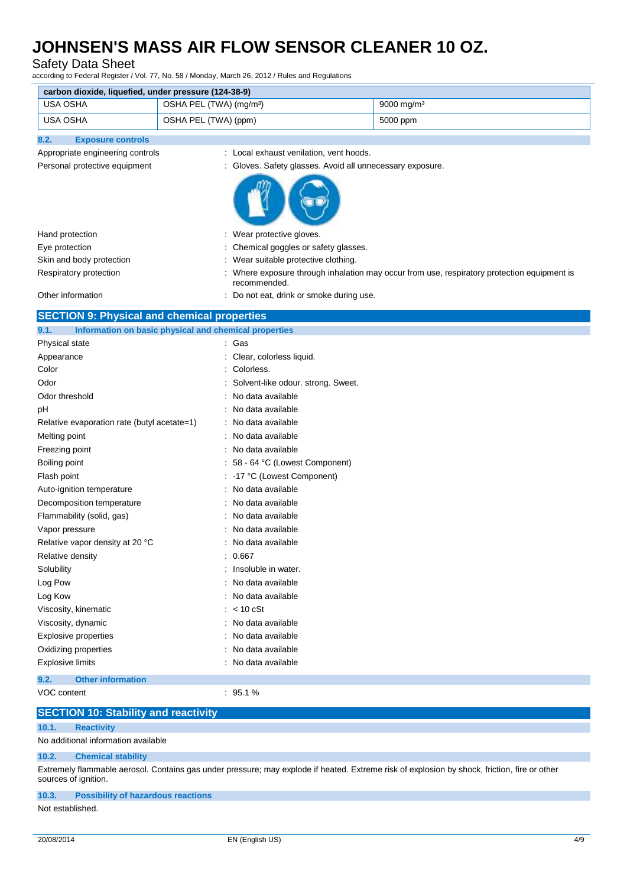| carbon dioxide, liquefied, under pressure (124-38-9) | | |
|---|---|---|
| USA OSHA | OSHA PEL (TWA) (mg/m³) | 9000 mg/m³ |
| USA OSHA | OSHA PEL (TWA) (ppm) | 5000 ppm |

### 8.2. Exposure controls

Appropriate engineering controls : Local exhaust venilation, vent hoods.

Personal protective equipment : Gloves. Safety glasses. Avoid all unnecessary exposure.

Hand protection : Wear protective gloves.

Eye protection : Chemical goggles or safety glasses.

Skin and body protection : Wear suitable protective clothing.

Respiratory protection : Where exposure through inhalation may occur from use, respiratory protection equipment is recommended.

Other information : Do not eat, drink or smoke during use.

## SECTION 9: Physical and chemical properties

### 9.1. Information on basic physical and chemical properties

| Property | Value |
|---|---|
| Physical state | Gas |
| Appearance | Clear, colorless liquid. |
| Color | Colorless. |
| Odor | Solvent-like odour. strong. Sweet. |
| Odor threshold | No data available |
| pH | No data available |
| Relative evaporation rate (butyl acetate=1) | No data available |
| Melting point | No data available |
| Freezing point | No data available |
| Boiling point | 58 - 64 °C (Lowest Component) |
| Flash point | -17 °C (Lowest Component) |
| Auto-ignition temperature | No data available |
| Decomposition temperature | No data available |
| Flammability (solid, gas) | No data available |
| Vapor pressure | No data available |
| Relative vapor density at 20 °C | No data available |
| Relative density | 0.667 |
| Solubility | Insoluble in water. |
| Log Pow | No data available |
| Log Kow | No data available |
| Viscosity, kinematic | < 10 cSt |
| Viscosity, dynamic | No data available |
| Explosive properties | No data available |
| Oxidizing properties | No data available |
| Explosive limits | No data available |

### 9.2. Other information

VOC content : 95.1 %

## SECTION 10: Stability and reactivity

### 10.1. Reactivity

No additional information available

### 10.2. Chemical stability

Extremely flammable aerosol. Contains gas under pressure; may explode if heated. Extreme risk of explosion by shock, friction, fire or other sources of ignition.

### 10.3. Possibility of hazardous reactions

Not established.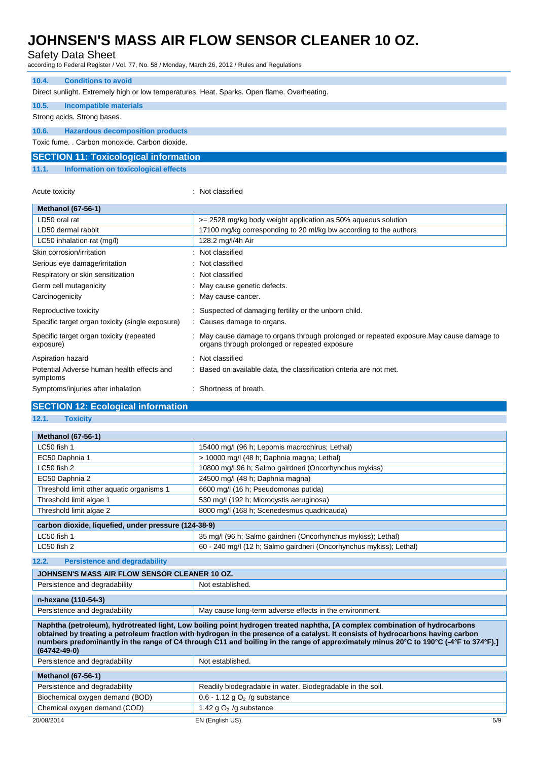### 10.4. Conditions to avoid

Direct sunlight. Extremely high or low temperatures. Heat. Sparks. Open flame. Overheating.

### 10.5. Incompatible materials

Strong acids. Strong bases.

### 10.6. Hazardous decomposition products

Toxic fume. . Carbon monoxide. Carbon dioxide.

## SECTION 11: Toxicological information

### 11.1. Information on toxicological effects

Acute toxicity : Not classified

| Methanol (67-56-1) | |
|---|---|
| LD50 oral rat | >= 2528 mg/kg body weight application as 50% aqueous solution |
| LD50 dermal rabbit | 17100 mg/kg corresponding to 20 ml/kg bw according to the authors |
| LC50 inhalation rat (mg/l) | 128.2 mg/l/4h Air |

| | |
|---|---|
| Skin corrosion/irritation | : Not classified |
| Serious eye damage/irritation | : Not classified |
| Respiratory or skin sensitization | : Not classified |
| Germ cell mutagenicity | : May cause genetic defects. |
| Carcinogenicity | : May cause cancer. |
| Reproductive toxicity | : Suspected of damaging fertility or the unborn child. |
| Specific target organ toxicity (single exposure) | : Causes damage to organs. |
| Specific target organ toxicity (repeated exposure) | : May cause damage to organs through prolonged or repeated exposure.May cause damage to organs through prolonged or repeated exposure |
| Aspiration hazard | : Not classified |
| Potential Adverse human health effects and symptoms | : Based on available data, the classification criteria are not met. |
| Symptoms/injuries after inhalation | : Shortness of breath. |

## SECTION 12: Ecological information

### 12.1. Toxicity

| Methanol (67-56-1) | |
|---|---|
| LC50 fish 1 | 15400 mg/l (96 h; Lepomis macrochirus; Lethal) |
| EC50 Daphnia 1 | > 10000 mg/l (48 h; Daphnia magna; Lethal) |
| LC50 fish 2 | 10800 mg/l 96 h; Salmo gairdneri (Oncorhynchus mykiss) |
| EC50 Daphnia 2 | 24500 mg/l (48 h; Daphnia magna) |
| Threshold limit other aquatic organisms 1 | 6600 mg/l (16 h; Pseudomonas putida) |
| Threshold limit algae 1 | 530 mg/l (192 h; Microcystis aeruginosa) |
| Threshold limit algae 2 | 8000 mg/l (168 h; Scenedesmus quadricauda) |

| carbon dioxide, liquefied, under pressure (124-38-9) | |
|---|---|
| LC50 fish 1 | 35 mg/l (96 h; Salmo gairdneri (Oncorhynchus mykiss); Lethal) |
| LC50 fish 2 | 60 - 240 mg/l (12 h; Salmo gairdneri (Oncorhynchus mykiss); Lethal) |

### 12.2. Persistence and degradability

| JOHNSEN'S MASS AIR FLOW SENSOR CLEANER 10 OZ. | |
|---|---|
| Persistence and degradability | Not established. |

| n-hexane (110-54-3) | |
|---|---|
| Persistence and degradability | May cause long-term adverse effects in the environment. |

| Naphtha (petroleum), hydrotreated light, Low boiling point hydrogen treated naphtha, [A complex combination of hydrocarbons obtained by treating a petroleum fraction with hydrogen in the presence of a catalyst. It consists of hydrocarbons having carbon numbers predominantly in the range of C4 through C11 and boiling in the range of approximately minus 20°C to 190°C (-4°F to 374°F).] (64742-49-0) | |
|---|---|
| Persistence and degradability | Not established. |

| Methanol (67-56-1) | |
|---|---|
| Persistence and degradability | Readily biodegradable in water. Biodegradable in the soil. |
| Biochemical oxygen demand (BOD) | 0.6 - 1.12 g $O_2$ /g substance |
| Chemical oxygen demand (COD) | 1.42 g $O_2$ /g substance |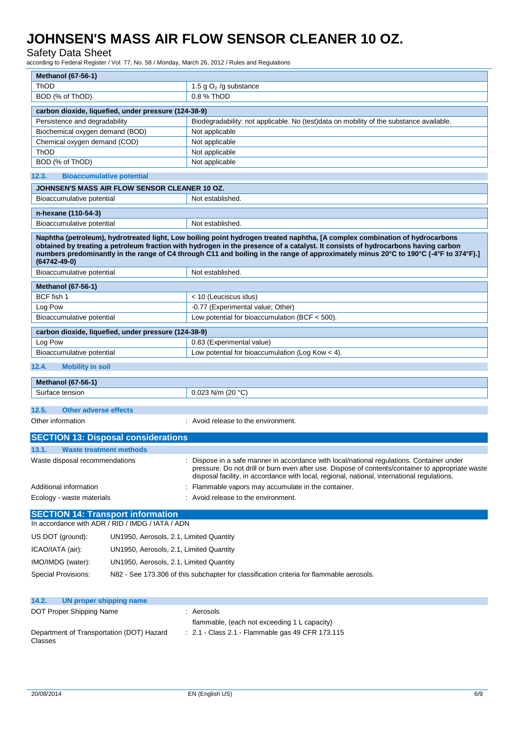| Methanol (67-56-1) | |
|---|---|
| ThOD | 1.5 g $O_2$ /g substance |
| BOD (% of ThOD) | 0.8 % ThOD |

| carbon dioxide, liquefied, under pressure (124-38-9) | |
|---|---|
| Persistence and degradability | Biodegradability: not applicable. No (test)data on mobility of the substance available. |
| Biochemical oxygen demand (BOD) | Not applicable |
| Chemical oxygen demand (COD) | Not applicable |
| ThOD | Not applicable |
| BOD (% of ThOD) | Not applicable |

### 12.3. Bioaccumulative potential

| JOHNSEN'S MASS AIR FLOW SENSOR CLEANER 10 OZ. | |
|---|---|
| Bioaccumulative potential | Not established. |

| n-hexane (110-54-3) | |
|---|---|
| Bioaccumulative potential | Not established. |

| Naphtha (petroleum), hydrotreated light, Low boiling point hydrogen treated naphtha, [A complex combination of hydrocarbons obtained by treating a petroleum fraction with hydrogen in the presence of a catalyst. It consists of hydrocarbons having carbon numbers predominantly in the range of C4 through C11 and boiling in the range of approximately minus 20°C to 190°C (-4°F to 374°F).] (64742-49-0) | |
|---|---|
| Bioaccumulative potential | Not established. |

| Methanol (67-56-1) | |
|---|---|
| BCF fish 1 | < 10 (Leuciscus idus) |
| Log Pow | -0.77 (Experimental value; Other) |
| Bioaccumulative potential | Low potential for bioaccumulation (BCF < 500). |

| carbon dioxide, liquefied, under pressure (124-38-9) | |
|---|---|
| Log Pow | 0.83 (Experimental value) |
| Bioaccumulative potential | Low potential for bioaccumulation (Log Kow < 4). |

### 12.4. Mobility in soil

| Methanol (67-56-1) | |
|---|---|
| Surface tension | 0.023 N/m (20 °C) |

### 12.5. Other adverse effects

Other information : Avoid release to the environment.

## SECTION 13: Disposal considerations

### 13.1. Waste treatment methods

Waste disposal recommendations : Dispose in a safe manner in accordance with local/national regulations. Container under pressure. Do not drill or burn even after use. Dispose of contents/container to appropriate waste disposal facility, in accordance with local, regional, national, international regulations.

Additional information : Flammable vapors may accumulate in the container.

Ecology - waste materials : Avoid release to the environment.

## SECTION 14: Transport information

In accordance with ADR / RID / IMDG / IATA / ADN

US DOT (ground): UN1950, Aerosols, 2.1, Limited Quantity

ICAO/IATA (air): UN1950, Aerosols, 2.1, Limited Quantity

IMO/IMDG (water): UN1950, Aerosols, 2.1, Limited Quantity

Special Provisions: N82 - See 173.306 of this subchapter for classification criteria for flammable aerosols.

### 14.2. UN proper shipping name

DOT Proper Shipping Name : Aerosols
flammable, (each not exceeding 1 L capacity)

Department of Transportation (DOT) Hazard Classes : 2.1 - Class 2.1 - Flammable gas 49 CFR 173.115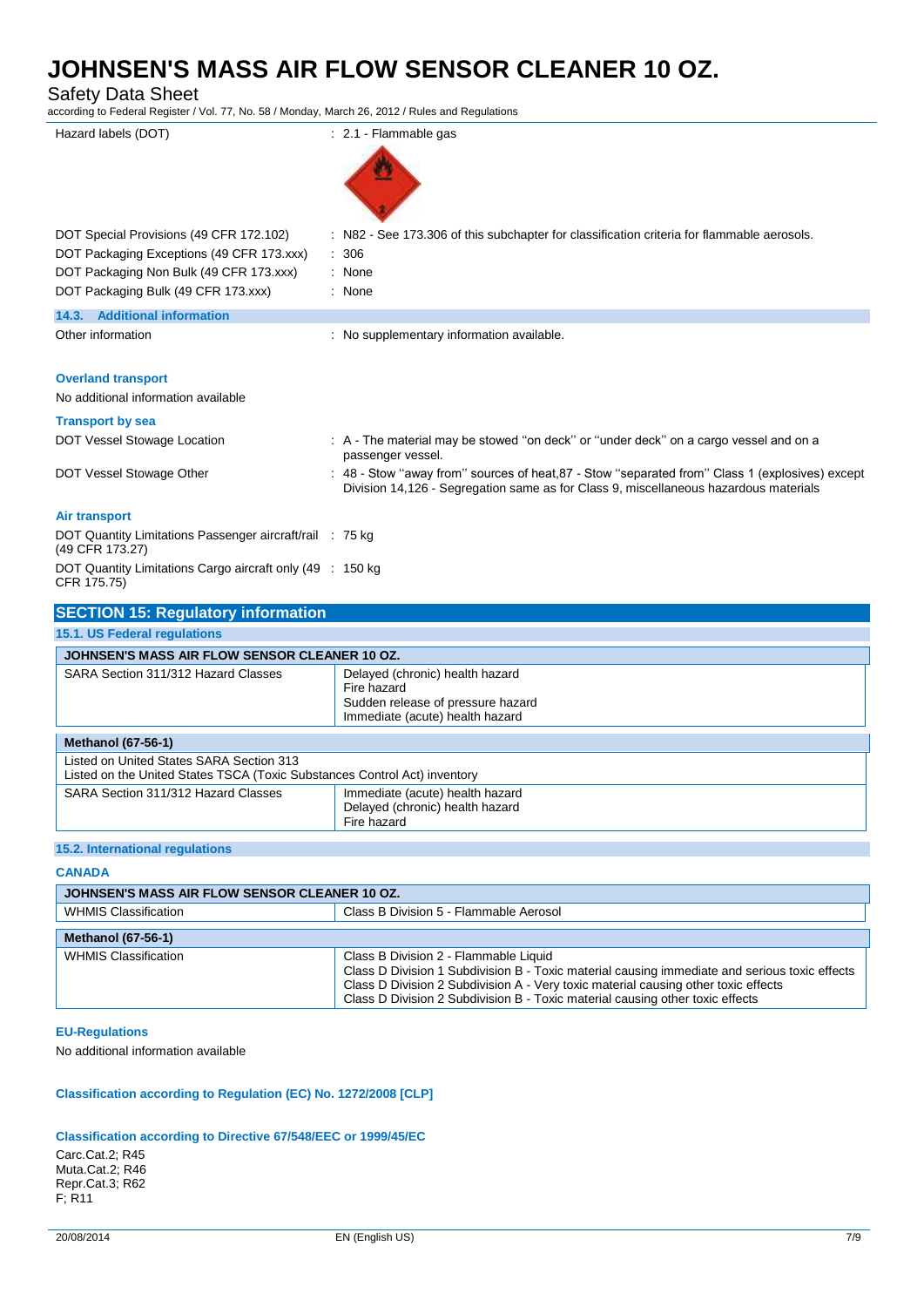| | |
|---|---|
| Hazard labels (DOT) | : 2.1 - Flammable gas |
| DOT Special Provisions (49 CFR 172.102) | : N82 - See 173.306 of this subchapter for classification criteria for flammable aerosols. |
| DOT Packaging Exceptions (49 CFR 173.xxx) | : 306 |
| DOT Packaging Non Bulk (49 CFR 173.xxx) | : None |
| DOT Packaging Bulk (49 CFR 173.xxx) | : None |

### 14.3. Additional information

Other information : No supplementary information available.

**Overland transport**

No additional information available

**Transport by sea**

| | |
|---|---|
| DOT Vessel Stowage Location | : A - The material may be stowed "on deck" or "under deck" on a cargo vessel and on a passenger vessel. |
| DOT Vessel Stowage Other | : 48 - Stow "away from" sources of heat,87 - Stow "separated from" Class 1 (explosives) except Division 14,126 - Segregation same as for Class 9, miscellaneous hazardous materials |

**Air transport**

| | |
|---|---|
| DOT Quantity Limitations Passenger aircraft/rail (49 CFR 173.27) | : 75 kg |
| DOT Quantity Limitations Cargo aircraft only (49 CFR 175.75) | : 150 kg |

## SECTION 15: Regulatory information

### 15.1. US Federal regulations

| JOHNSEN'S MASS AIR FLOW SENSOR CLEANER 10 OZ. | |
|---|---|
| SARA Section 311/312 Hazard Classes | Delayed (chronic) health hazard<br>Fire hazard<br>Sudden release of pressure hazard<br>Immediate (acute) health hazard |

| Methanol (67-56-1) | |
|---|---|
| Listed on United States SARA Section 313<br>Listed on the United States TSCA (Toxic Substances Control Act) inventory | |
| SARA Section 311/312 Hazard Classes | Immediate (acute) health hazard<br>Delayed (chronic) health hazard<br>Fire hazard |

### 15.2. International regulations

**CANADA**

| JOHNSEN'S MASS AIR FLOW SENSOR CLEANER 10 OZ. | |
|---|---|
| WHMIS Classification | Class B Division 5 - Flammable Aerosol |

| Methanol (67-56-1) | |
|---|---|
| WHMIS Classification | Class B Division 2 - Flammable Liquid<br>Class D Division 1 Subdivision B - Toxic material causing immediate and serious toxic effects<br>Class D Division 2 Subdivision A - Very toxic material causing other toxic effects<br>Class D Division 2 Subdivision B - Toxic material causing other toxic effects |

**EU-Regulations**

No additional information available

**Classification according to Regulation (EC) No. 1272/2008 [CLP]**

**Classification according to Directive 67/548/EEC or 1999/45/EC**

Carc.Cat.2; R45
Muta.Cat.2; R46
Repr.Cat.3; R62
F; R11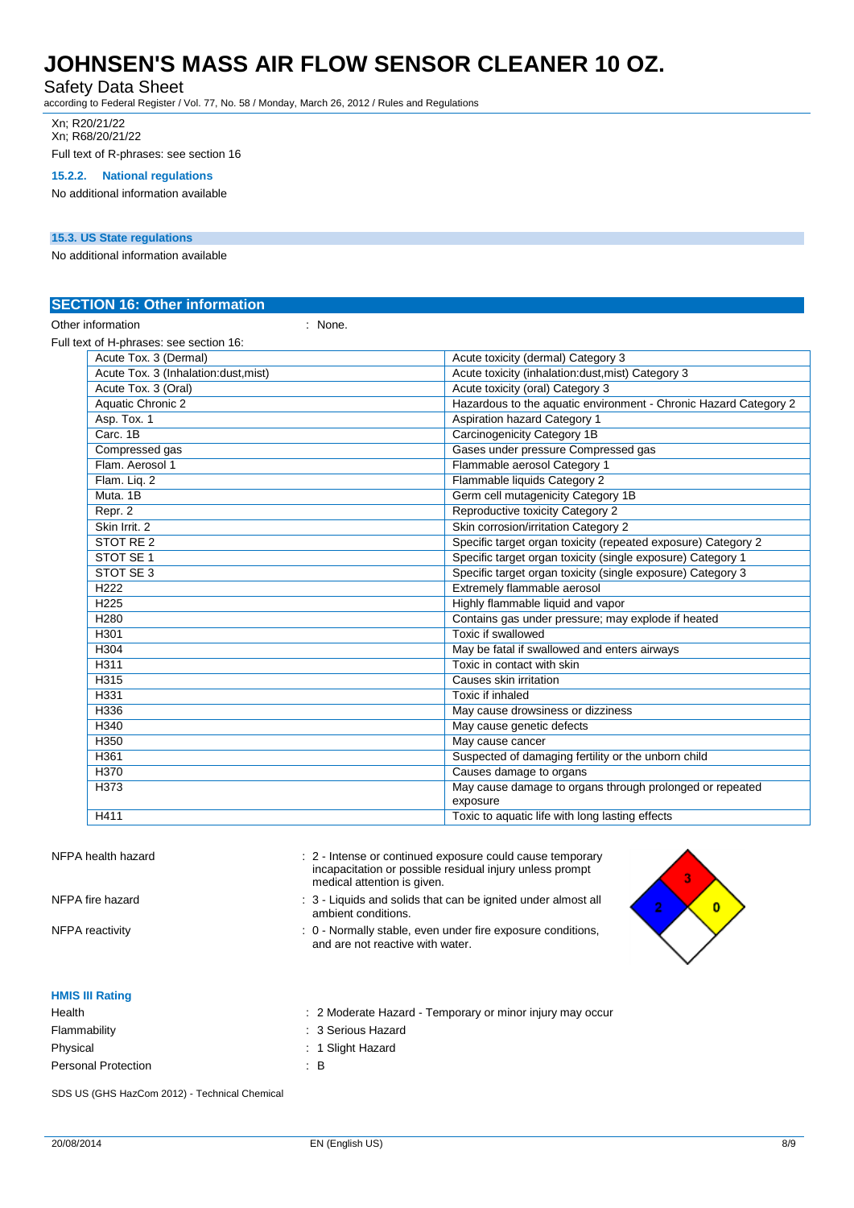Xn; R20/21/22
Xn; R68/20/21/22

Full text of R-phrases: see section 16

#### 15.2.2. National regulations

No additional information available

### 15.3. US State regulations

No additional information available

## SECTION 16: Other information

Other information : None.

Full text of H-phrases: see section 16:

| | |
|---|---|
| Acute Tox. 3 (Dermal) | Acute toxicity (dermal) Category 3 |
| Acute Tox. 3 (Inhalation:dust,mist) | Acute toxicity (inhalation:dust,mist) Category 3 |
| Acute Tox. 3 (Oral) | Acute toxicity (oral) Category 3 |
| Aquatic Chronic 2 | Hazardous to the aquatic environment - Chronic Hazard Category 2 |
| Asp. Tox. 1 | Aspiration hazard Category 1 |
| Carc. 1B | Carcinogenicity Category 1B |
| Compressed gas | Gases under pressure Compressed gas |
| Flam. Aerosol 1 | Flammable aerosol Category 1 |
| Flam. Liq. 2 | Flammable liquids Category 2 |
| Muta. 1B | Germ cell mutagenicity Category 1B |
| Repr. 2 | Reproductive toxicity Category 2 |
| Skin Irrit. 2 | Skin corrosion/irritation Category 2 |
| STOT RE 2 | Specific target organ toxicity (repeated exposure) Category 2 |
| STOT SE 1 | Specific target organ toxicity (single exposure) Category 1 |
| STOT SE 3 | Specific target organ toxicity (single exposure) Category 3 |
| H222 | Extremely flammable aerosol |
| H225 | Highly flammable liquid and vapor |
| H280 | Contains gas under pressure; may explode if heated |
| H301 | Toxic if swallowed |
| H304 | May be fatal if swallowed and enters airways |
| H311 | Toxic in contact with skin |
| H315 | Causes skin irritation |
| H331 | Toxic if inhaled |
| H336 | May cause drowsiness or dizziness |
| H340 | May cause genetic defects |
| H350 | May cause cancer |
| H361 | Suspected of damaging fertility or the unborn child |
| H370 | Causes damage to organs |
| H373 | May cause damage to organs through prolonged or repeated exposure |
| H411 | Toxic to aquatic life with long lasting effects |

NFPA health hazard : 2 - Intense or continued exposure could cause temporary incapacitation or possible residual injury unless prompt medical attention is given.

NFPA fire hazard : 3 - Liquids and solids that can be ignited under almost all ambient conditions.

NFPA reactivity : 0 - Normally stable, even under fire exposure conditions, and are not reactive with water.

#### HMIS III Rating

Health : 2 Moderate Hazard - Temporary or minor injury may occur

Flammability : 3 Serious Hazard

Physical : 1 Slight Hazard

Personal Protection : B

SDS US (GHS HazCom 2012) - Technical Chemical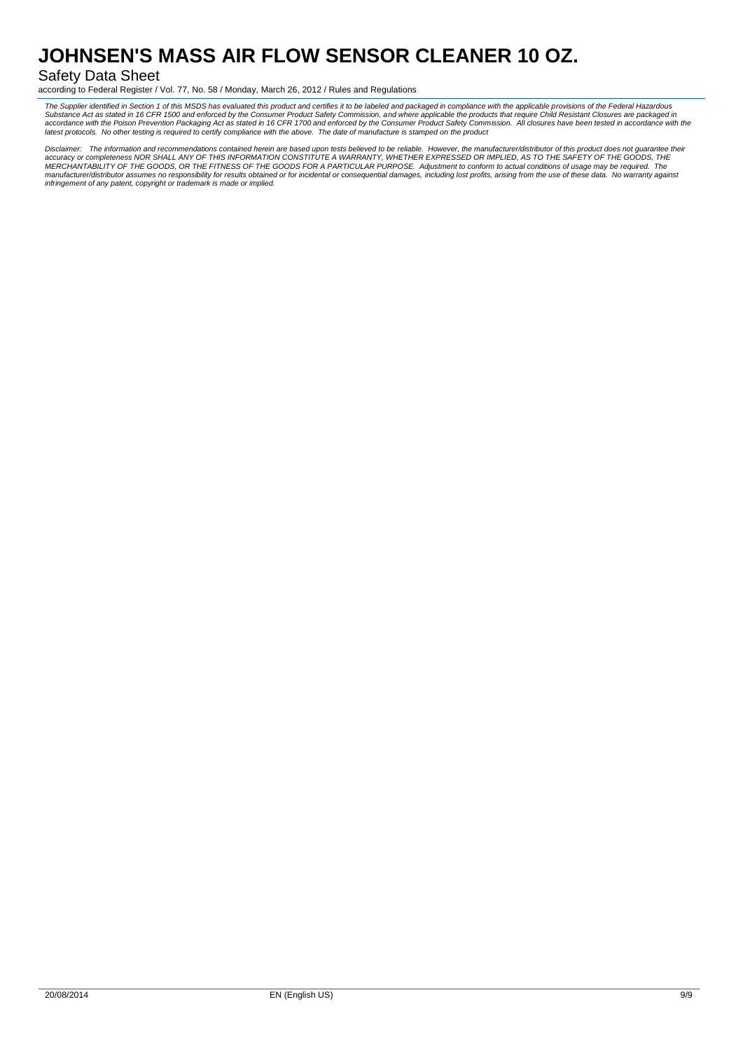*The Supplier identified in Section 1 of this MSDS has evaluated this product and certifies it to be labeled and packaged in compliance with the applicable provisions of the Federal Hazardous Substance Act as stated in 16 CFR 1500 and enforced by the Consumer Product Safety Commission, and where applicable the products that require Child Resistant Closures are packaged in accordance with the Poison Prevention Packaging Act as stated in 16 CFR 1700 and enforced by the Consumer Product Safety Commission. All closures have been tested in accordance with the latest protocols. No other testing is required to certify compliance with the above. The date of manufacture is stamped on the product*

*Disclaimer: The information and recommendations contained herein are based upon tests believed to be reliable. However, the manufacturer/distributor of this product does not guarantee their accuracy or completeness NOR SHALL ANY OF THIS INFORMATION CONSTITUTE A WARRANTY, WHETHER EXPRESSED OR IMPLIED, AS TO THE SAFETY OF THE GOODS, THE MERCHANTABILITY OF THE GOODS, OR THE FITNESS OF THE GOODS FOR A PARTICULAR PURPOSE. Adjustment to conform to actual conditions of usage may be required. The manufacturer/distributor assumes no responsibility for results obtained or for incidental or consequential damages, including lost profits, arising from the use of these data. No warranty against infringement of any patent, copyright or trademark is made or implied.*